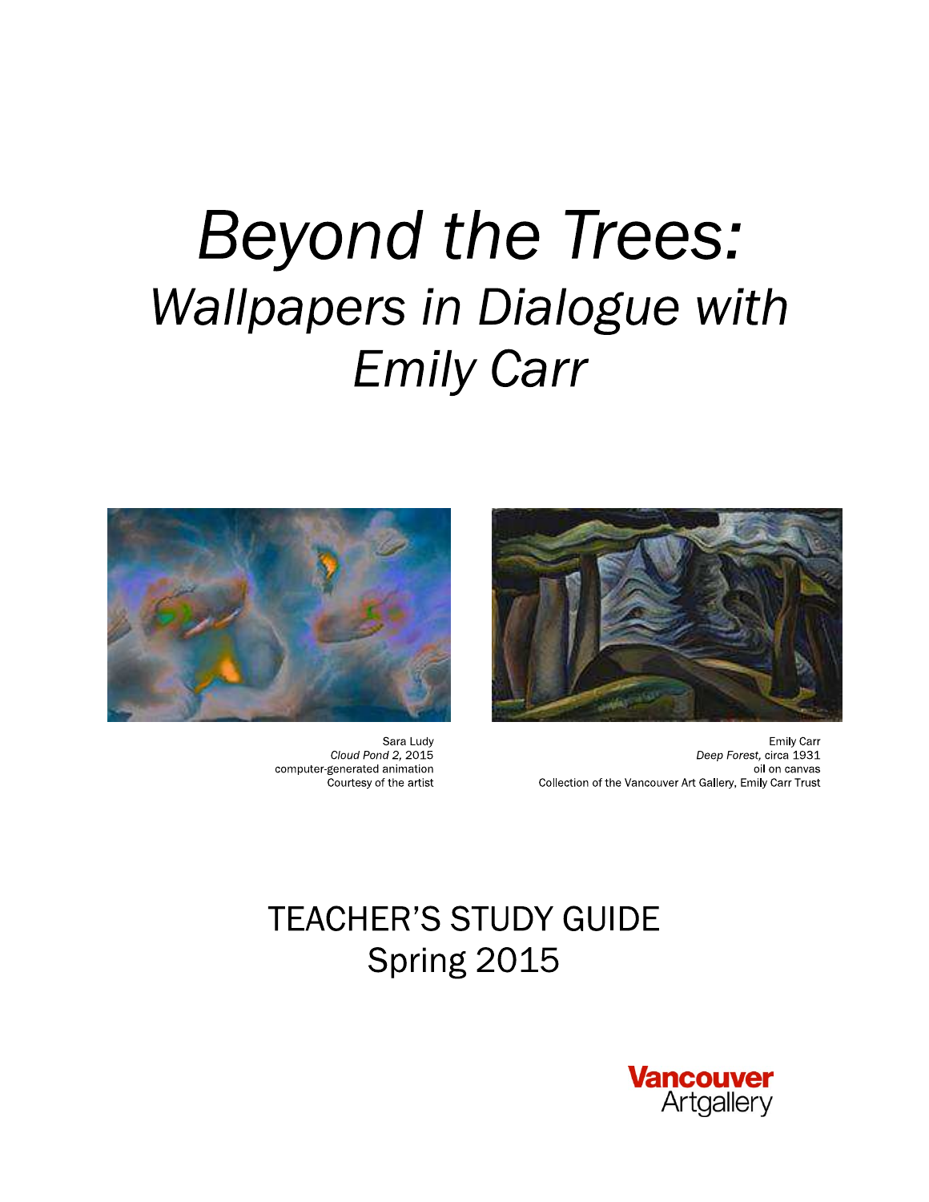# *Beyond the Trees:*
## *Wallpapers in Dialogue with Emily Carr*

Sara Ludy
*Cloud Pond 2,* 2015
computer-generated animation
Courtesy of the artist

Emily Carr
*Deep Forest,* circa 1931
oil on canvas
Collection of the Vancouver Art Gallery, Emily Carr Trust

TEACHER'S STUDY GUIDE
Spring 2015

Vancouver Artgallery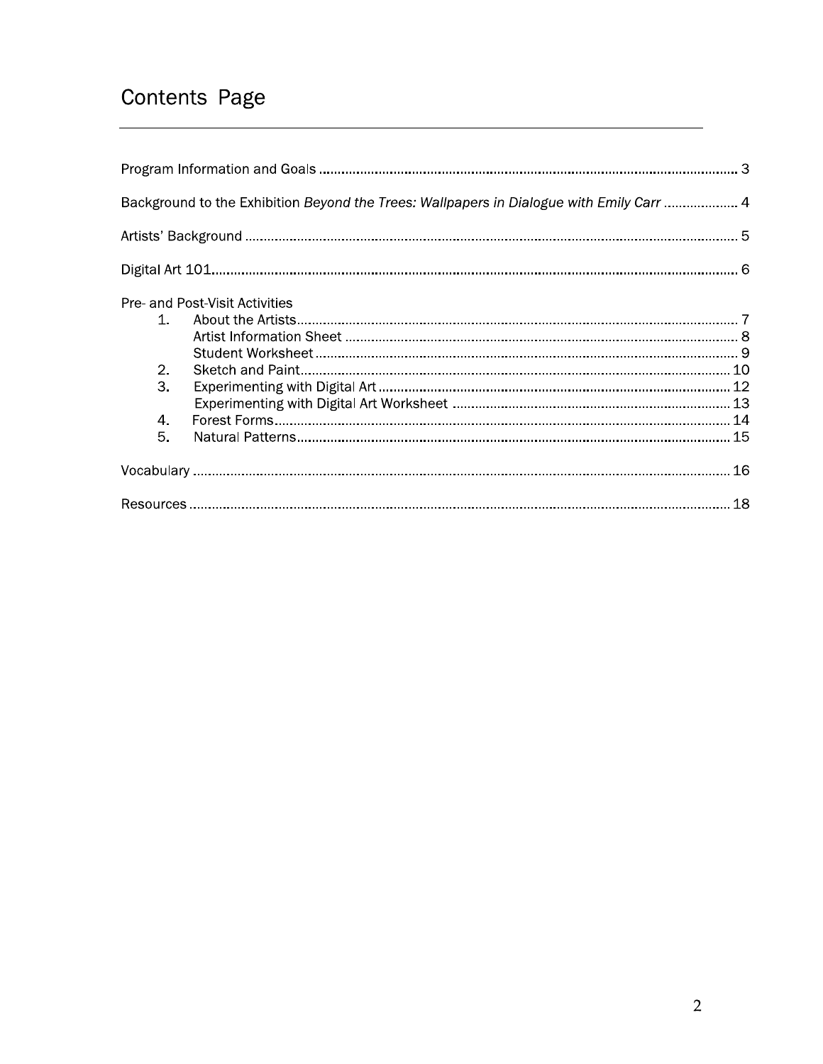# Contents Page

Program Information and Goals ........ 3

Background to the Exhibition *Beyond the Trees: Wallpapers in Dialogue with Emily Carr* ........ 4

Artists' Background ........ 5

Digital Art 101 ........ 6

Pre- and Post-Visit Activities

1. About the Artists ........ 7
   - Artist Information Sheet ........ 8
   - Student Worksheet ........ 9
2. Sketch and Paint ........ 10
3. Experimenting with Digital Art ........ 12
   - Experimenting with Digital Art Worksheet ........ 13
4. Forest Forms ........ 14
5. Natural Patterns ........ 15

Vocabulary ........ 16

Resources ........ 18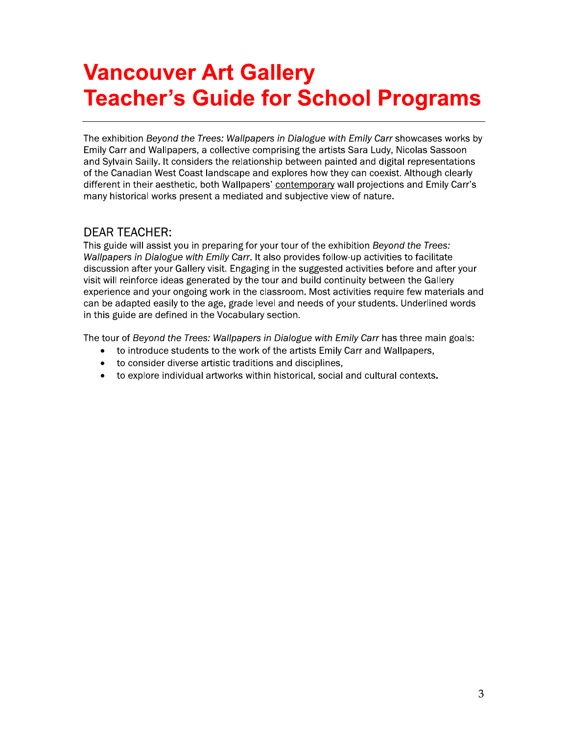# Vancouver Art Gallery Teacher's Guide for School Programs

The exhibition *Beyond the Trees: Wallpapers in Dialogue with Emily Carr* showcases works by Emily Carr and Wallpapers, a collective comprising the artists Sara Ludy, Nicolas Sassoon and Sylvain Sailly. It considers the relationship between painted and digital representations of the Canadian West Coast landscape and explores how they can coexist. Although clearly different in their aesthetic, both Wallpapers' contemporary wall projections and Emily Carr's many historical works present a mediated and subjective view of nature.

## DEAR TEACHER:

This guide will assist you in preparing for your tour of the exhibition *Beyond the Trees: Wallpapers in Dialogue with Emily Carr*. It also provides follow-up activities to facilitate discussion after your Gallery visit. Engaging in the suggested activities before and after your visit will reinforce ideas generated by the tour and build continuity between the Gallery experience and your ongoing work in the classroom. Most activities require few materials and can be adapted easily to the age, grade level and needs of your students. Underlined words in this guide are defined in the Vocabulary section.

The tour of *Beyond the Trees: Wallpapers in Dialogue with Emily Carr* has three main goals:

- to introduce students to the work of the artists Emily Carr and Wallpapers,
- to consider diverse artistic traditions and disciplines,
- to explore individual artworks within historical, social and cultural contexts.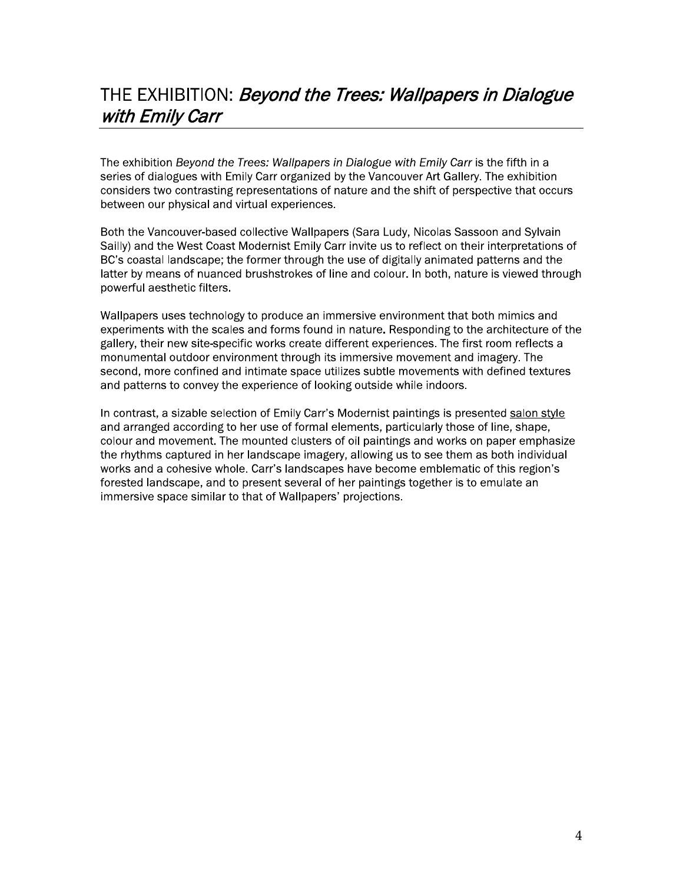# THE EXHIBITION: *Beyond the Trees: Wallpapers in Dialogue with Emily Carr*

The exhibition *Beyond the Trees: Wallpapers in Dialogue with Emily Carr* is the fifth in a series of dialogues with Emily Carr organized by the Vancouver Art Gallery. The exhibition considers two contrasting representations of nature and the shift of perspective that occurs between our physical and virtual experiences.

Both the Vancouver-based collective Wallpapers (Sara Ludy, Nicolas Sassoon and Sylvain Sailly) and the West Coast Modernist Emily Carr invite us to reflect on their interpretations of BC's coastal landscape; the former through the use of digitally animated patterns and the latter by means of nuanced brushstrokes of line and colour. In both, nature is viewed through powerful aesthetic filters.

Wallpapers uses technology to produce an immersive environment that both mimics and experiments with the scales and forms found in nature. Responding to the architecture of the gallery, their new site-specific works create different experiences. The first room reflects a monumental outdoor environment through its immersive movement and imagery. The second, more confined and intimate space utilizes subtle movements with defined textures and patterns to convey the experience of looking outside while indoors.

In contrast, a sizable selection of Emily Carr's Modernist paintings is presented salon style and arranged according to her use of formal elements, particularly those of line, shape, colour and movement. The mounted clusters of oil paintings and works on paper emphasize the rhythms captured in her landscape imagery, allowing us to see them as both individual works and a cohesive whole. Carr's landscapes have become emblematic of this region's forested landscape, and to present several of her paintings together is to emulate an immersive space similar to that of Wallpapers' projections.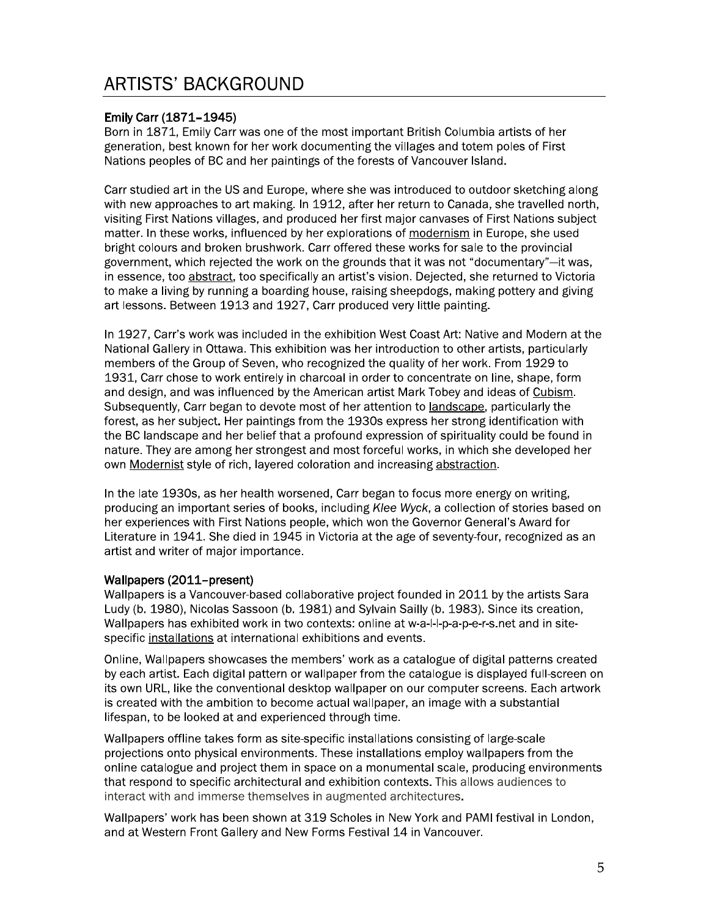# ARTISTS' BACKGROUND

### Emily Carr (1871–1945)

Born in 1871, Emily Carr was one of the most important British Columbia artists of her generation, best known for her work documenting the villages and totem poles of First Nations peoples of BC and her paintings of the forests of Vancouver Island.

Carr studied art in the US and Europe, where she was introduced to outdoor sketching along with new approaches to art making. In 1912, after her return to Canada, she travelled north, visiting First Nations villages, and produced her first major canvases of First Nations subject matter. In these works, influenced by her explorations of modernism in Europe, she used bright colours and broken brushwork. Carr offered these works for sale to the provincial government, which rejected the work on the grounds that it was not "documentary"—it was, in essence, too abstract, too specifically an artist's vision. Dejected, she returned to Victoria to make a living by running a boarding house, raising sheepdogs, making pottery and giving art lessons. Between 1913 and 1927, Carr produced very little painting.

In 1927, Carr's work was included in the exhibition West Coast Art: Native and Modern at the National Gallery in Ottawa. This exhibition was her introduction to other artists, particularly members of the Group of Seven, who recognized the quality of her work. From 1929 to 1931, Carr chose to work entirely in charcoal in order to concentrate on line, shape, form and design, and was influenced by the American artist Mark Tobey and ideas of Cubism. Subsequently, Carr began to devote most of her attention to landscape, particularly the forest, as her subject. Her paintings from the 1930s express her strong identification with the BC landscape and her belief that a profound expression of spirituality could be found in nature. They are among her strongest and most forceful works, in which she developed her own Modernist style of rich, layered coloration and increasing abstraction.

In the late 1930s, as her health worsened, Carr began to focus more energy on writing, producing an important series of books, including *Klee Wyck*, a collection of stories based on her experiences with First Nations people, which won the Governor General's Award for Literature in 1941. She died in 1945 in Victoria at the age of seventy-four, recognized as an artist and writer of major importance.

### Wallpapers (2011–present)

Wallpapers is a Vancouver-based collaborative project founded in 2011 by the artists Sara Ludy (b. 1980), Nicolas Sassoon (b. 1981) and Sylvain Sailly (b. 1983). Since its creation, Wallpapers has exhibited work in two contexts: online at w-a-l-l-p-a-p-e-r-s.net and in site-specific installations at international exhibitions and events.

Online, Wallpapers showcases the members' work as a catalogue of digital patterns created by each artist. Each digital pattern or wallpaper from the catalogue is displayed full-screen on its own URL, like the conventional desktop wallpaper on our computer screens. Each artwork is created with the ambition to become actual wallpaper, an image with a substantial lifespan, to be looked at and experienced through time.

Wallpapers offline takes form as site-specific installations consisting of large-scale projections onto physical environments. These installations employ wallpapers from the online catalogue and project them in space on a monumental scale, producing environments that respond to specific architectural and exhibition contexts. This allows audiences to interact with and immerse themselves in augmented architectures.

Wallpapers' work has been shown at 319 Scholes in New York and PAMI festival in London, and at Western Front Gallery and New Forms Festival 14 in Vancouver.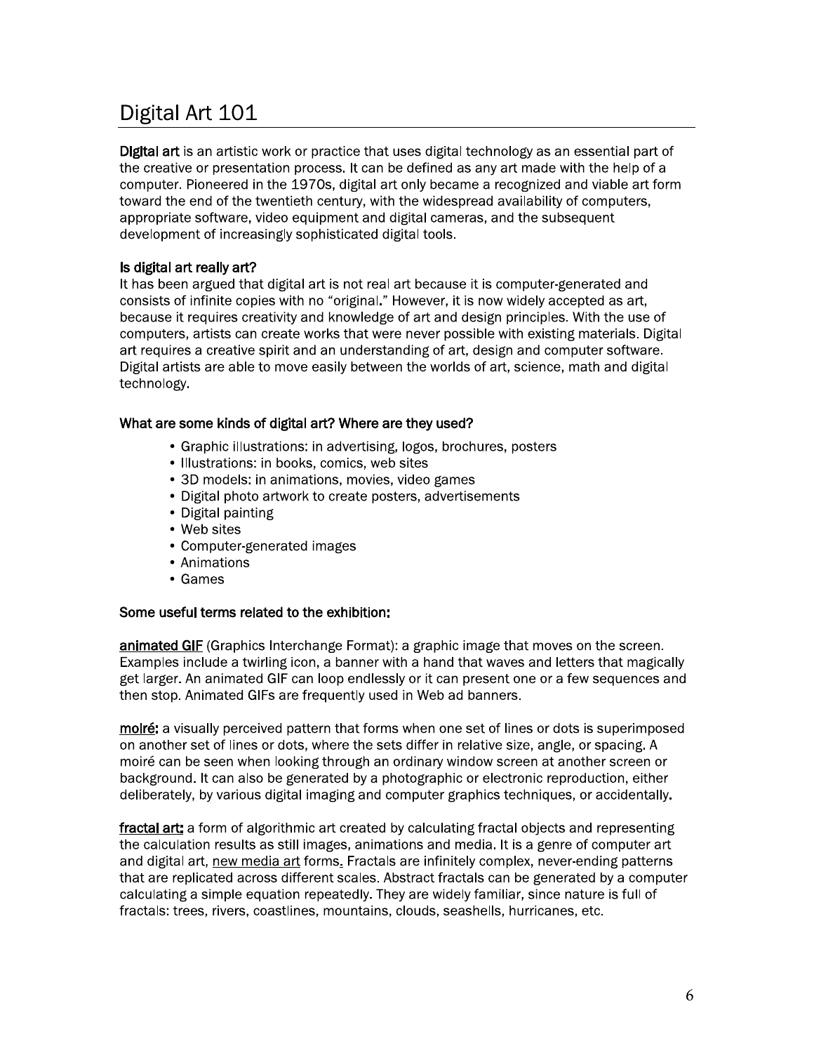# Digital Art 101

**Digital art** is an artistic work or practice that uses digital technology as an essential part of the creative or presentation process. It can be defined as any art made with the help of a computer. Pioneered in the 1970s, digital art only became a recognized and viable art form toward the end of the twentieth century, with the widespread availability of computers, appropriate software, video equipment and digital cameras, and the subsequent development of increasingly sophisticated digital tools.

**Is digital art really art?**

It has been argued that digital art is not real art because it is computer-generated and consists of infinite copies with no "original." However, it is now widely accepted as art, because it requires creativity and knowledge of art and design principles. With the use of computers, artists can create works that were never possible with existing materials. Digital art requires a creative spirit and an understanding of art, design and computer software. Digital artists are able to move easily between the worlds of art, science, math and digital technology.

**What are some kinds of digital art? Where are they used?**

- Graphic illustrations: in advertising, logos, brochures, posters
- Illustrations: in books, comics, web sites
- 3D models: in animations, movies, video games
- Digital photo artwork to create posters, advertisements
- Digital painting
- Web sites
- Computer-generated images
- Animations
- Games

**Some useful terms related to the exhibition:**

**animated GIF** (Graphics Interchange Format): a graphic image that moves on the screen. Examples include a twirling icon, a banner with a hand that waves and letters that magically get larger. An animated GIF can loop endlessly or it can present one or a few sequences and then stop. Animated GIFs are frequently used in Web ad banners.

**moiré:** a visually perceived pattern that forms when one set of lines or dots is superimposed on another set of lines or dots, where the sets differ in relative size, angle, or spacing. A moiré can be seen when looking through an ordinary window screen at another screen or background. It can also be generated by a photographic or electronic reproduction, either deliberately, by various digital imaging and computer graphics techniques, or accidentally.

**fractal art:** a form of algorithmic art created by calculating fractal objects and representing the calculation results as still images, animations and media. It is a genre of computer art and digital art, new media art forms. Fractals are infinitely complex, never-ending patterns that are replicated across different scales. Abstract fractals can be generated by a computer calculating a simple equation repeatedly. They are widely familiar, since nature is full of fractals: trees, rivers, coastlines, mountains, clouds, seashells, hurricanes, etc.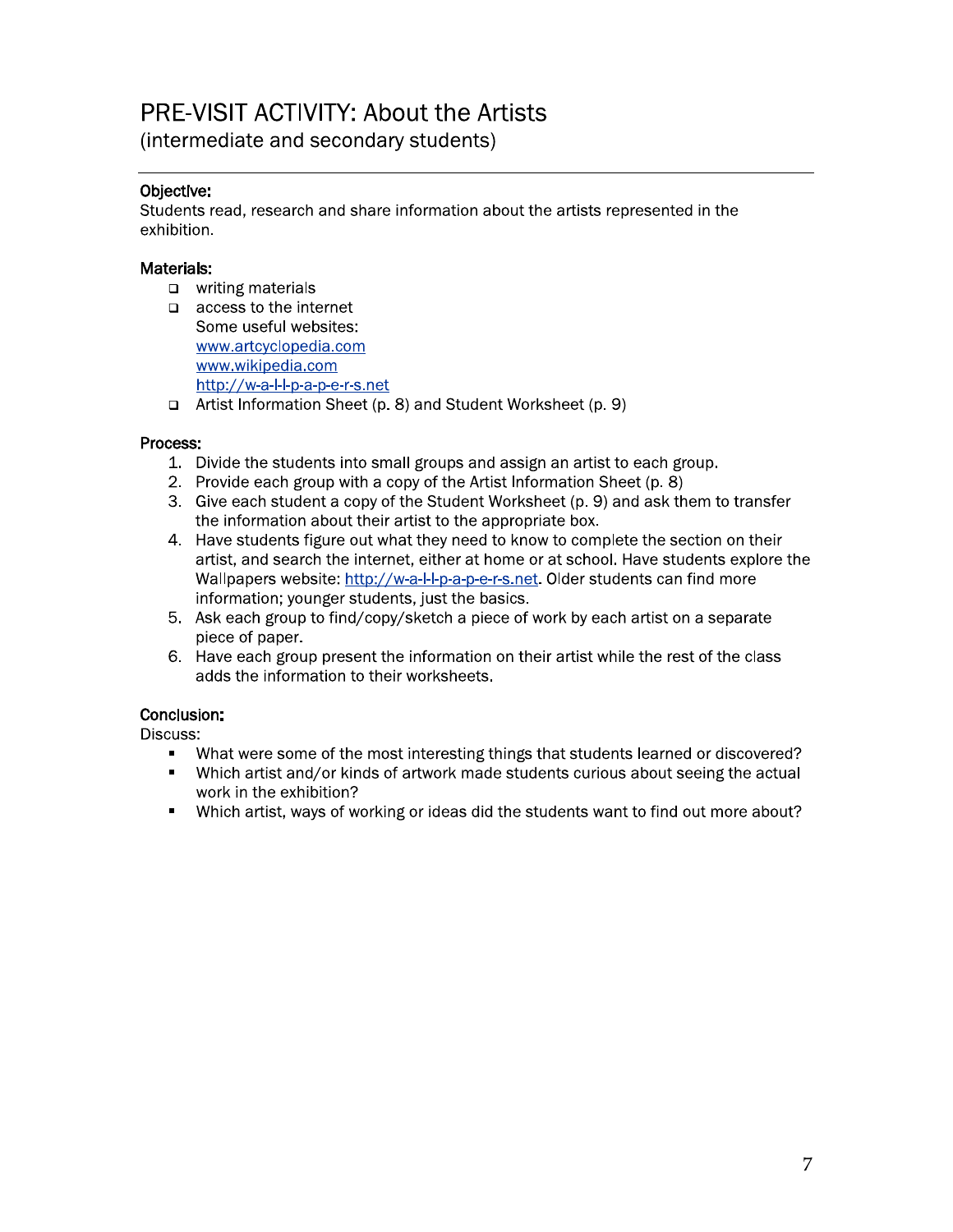# PRE-VISIT ACTIVITY: About the Artists
(intermediate and secondary students)

### Objective:
Students read, research and share information about the artists represented in the exhibition.

### Materials:
- writing materials
- access to the internet
  Some useful websites:
  www.artcyclopedia.com
  www.wikipedia.com
  http://w-a-l-l-p-a-p-e-r-s.net
- Artist Information Sheet (p. 8) and Student Worksheet (p. 9)

### Process:
1. Divide the students into small groups and assign an artist to each group.
2. Provide each group with a copy of the Artist Information Sheet (p. 8)
3. Give each student a copy of the Student Worksheet (p. 9) and ask them to transfer the information about their artist to the appropriate box.
4. Have students figure out what they need to know to complete the section on their artist, and search the internet, either at home or at school. Have students explore the Wallpapers website: http://w-a-l-l-p-a-p-e-r-s.net. Older students can find more information; younger students, just the basics.
5. Ask each group to find/copy/sketch a piece of work by each artist on a separate piece of paper.
6. Have each group present the information on their artist while the rest of the class adds the information to their worksheets.

### Conclusion:
Discuss:
- What were some of the most interesting things that students learned or discovered?
- Which artist and/or kinds of artwork made students curious about seeing the actual work in the exhibition?
- Which artist, ways of working or ideas did the students want to find out more about?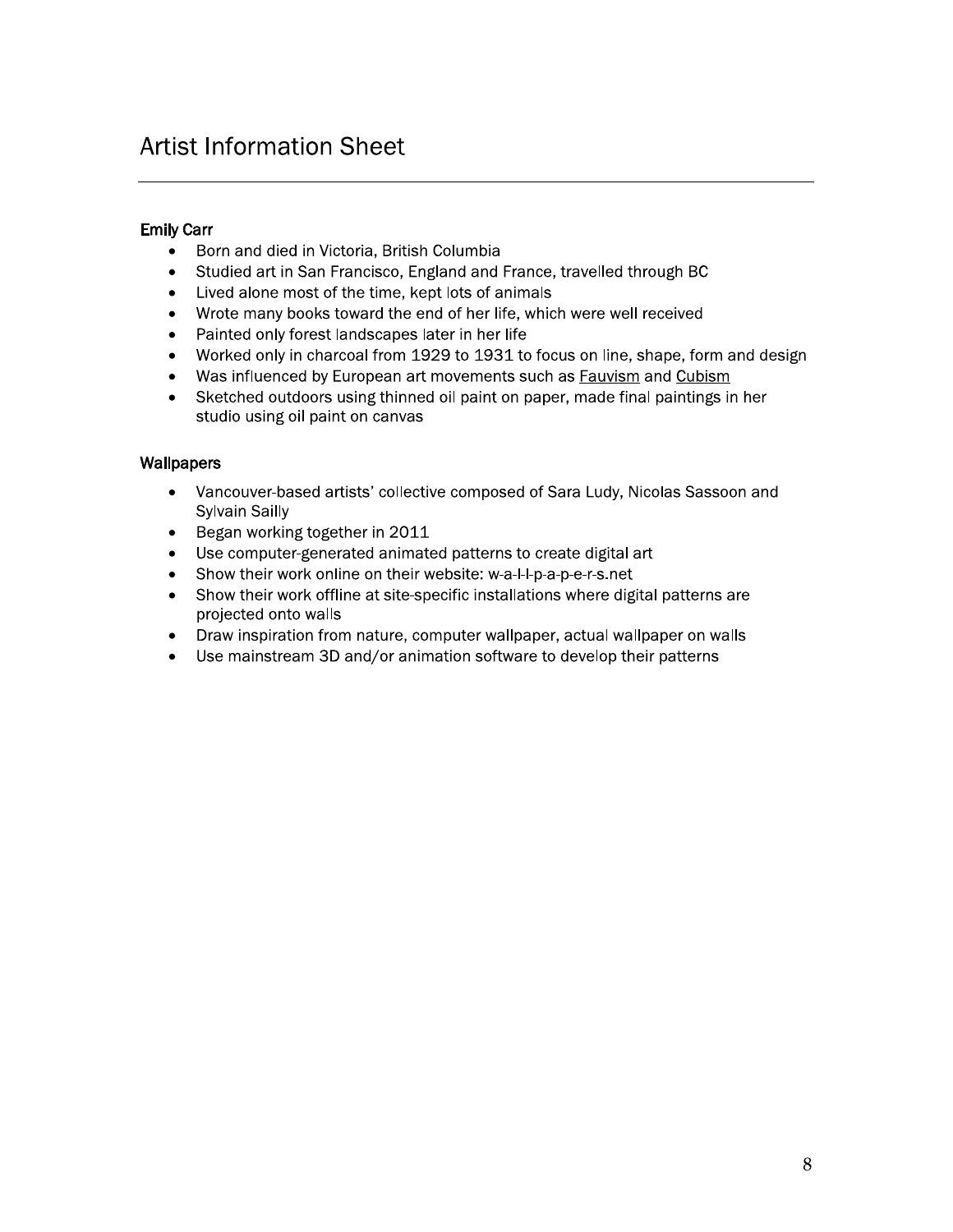# Artist Information Sheet

**Emily Carr**

- Born and died in Victoria, British Columbia
- Studied art in San Francisco, England and France, travelled through BC
- Lived alone most of the time, kept lots of animals
- Wrote many books toward the end of her life, which were well received
- Painted only forest landscapes later in her life
- Worked only in charcoal from 1929 to 1931 to focus on line, shape, form and design
- Was influenced by European art movements such as Fauvism and Cubism
- Sketched outdoors using thinned oil paint on paper, made final paintings in her studio using oil paint on canvas

**Wallpapers**

- Vancouver-based artists' collective composed of Sara Ludy, Nicolas Sassoon and Sylvain Sailly
- Began working together in 2011
- Use computer-generated animated patterns to create digital art
- Show their work online on their website: w-a-l-l-p-a-p-e-r-s.net
- Show their work offline at site-specific installations where digital patterns are projected onto walls
- Draw inspiration from nature, computer wallpaper, actual wallpaper on walls
- Use mainstream 3D and/or animation software to develop their patterns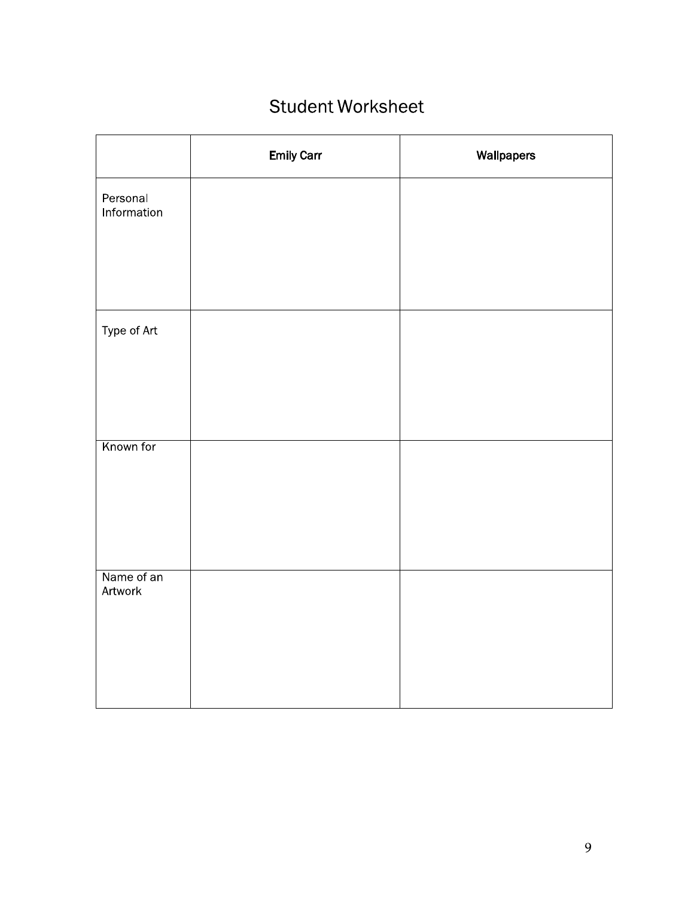# Student Worksheet

| | **Emily Carr** | **Wallpapers** |
|---|---|---|
| Personal Information | | |
| Type of Art | | |
| Known for | | |
| Name of an Artwork | | |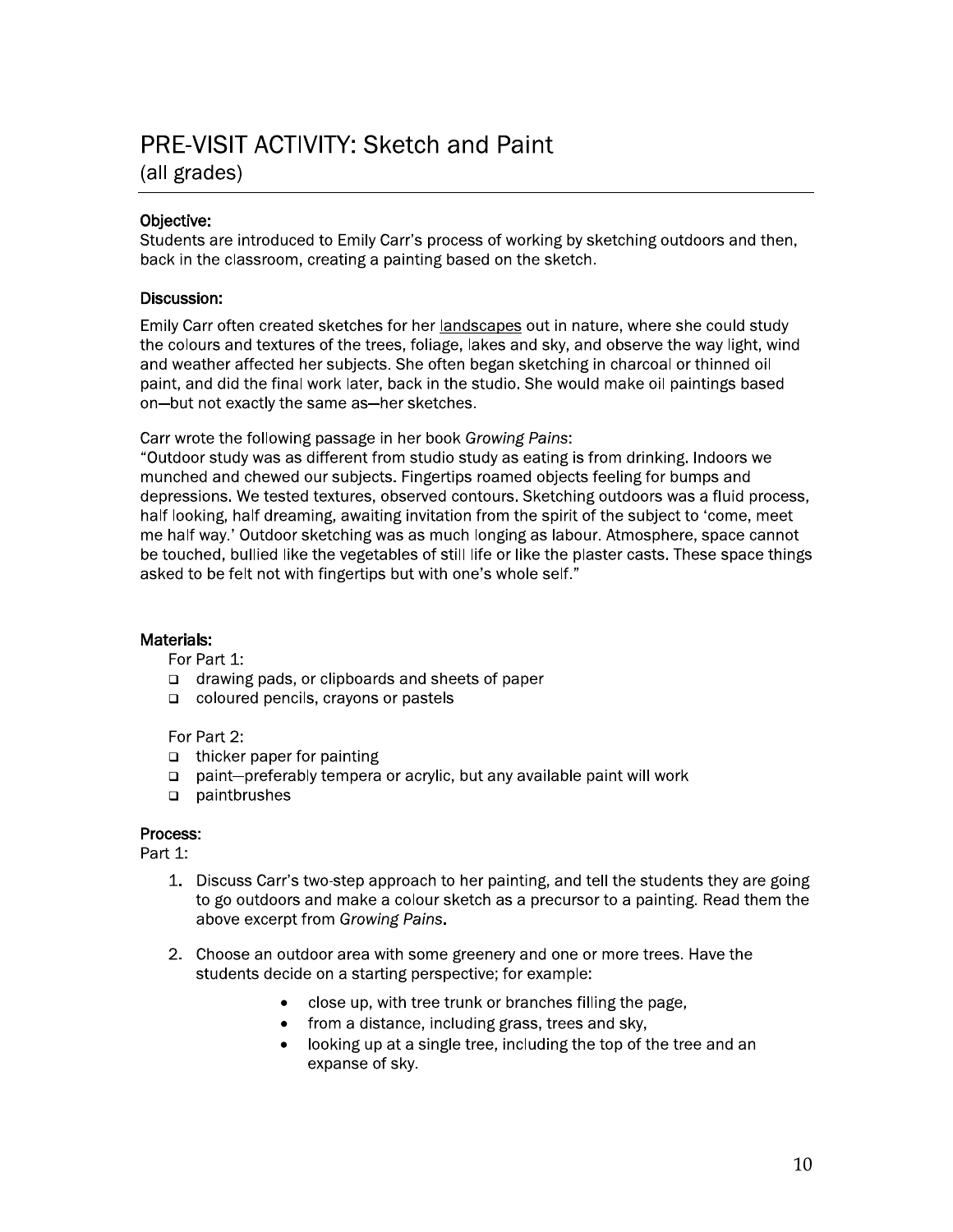# PRE-VISIT ACTIVITY: Sketch and Paint

(all grades)

**Objective:**

Students are introduced to Emily Carr's process of working by sketching outdoors and then, back in the classroom, creating a painting based on the sketch.

**Discussion:**

Emily Carr often created sketches for her landscapes out in nature, where she could study the colours and textures of the trees, foliage, lakes and sky, and observe the way light, wind and weather affected her subjects. She often began sketching in charcoal or thinned oil paint, and did the final work later, back in the studio. She would make oil paintings based on—but not exactly the same as—her sketches.

Carr wrote the following passage in her book *Growing Pains*:

"Outdoor study was as different from studio study as eating is from drinking. Indoors we munched and chewed our subjects. Fingertips roamed objects feeling for bumps and depressions. We tested textures, observed contours. Sketching outdoors was a fluid process, half looking, half dreaming, awaiting invitation from the spirit of the subject to 'come, meet me half way.' Outdoor sketching was as much longing as labour. Atmosphere, space cannot be touched, bullied like the vegetables of still life or like the plaster casts. These space things asked to be felt not with fingertips but with one's whole self."

**Materials:**

For Part 1:

- drawing pads, or clipboards and sheets of paper
- coloured pencils, crayons or pastels

For Part 2:

- thicker paper for painting
- paint—preferably tempera or acrylic, but any available paint will work
- paintbrushes

**Process:**

Part 1:

1. Discuss Carr's two-step approach to her painting, and tell the students they are going to go outdoors and make a colour sketch as a precursor to a painting. Read them the above excerpt from *Growing Pains*.
2. Choose an outdoor area with some greenery and one or more trees. Have the students decide on a starting perspective; for example:
   - close up, with tree trunk or branches filling the page,
   - from a distance, including grass, trees and sky,
   - looking up at a single tree, including the top of the tree and an expanse of sky.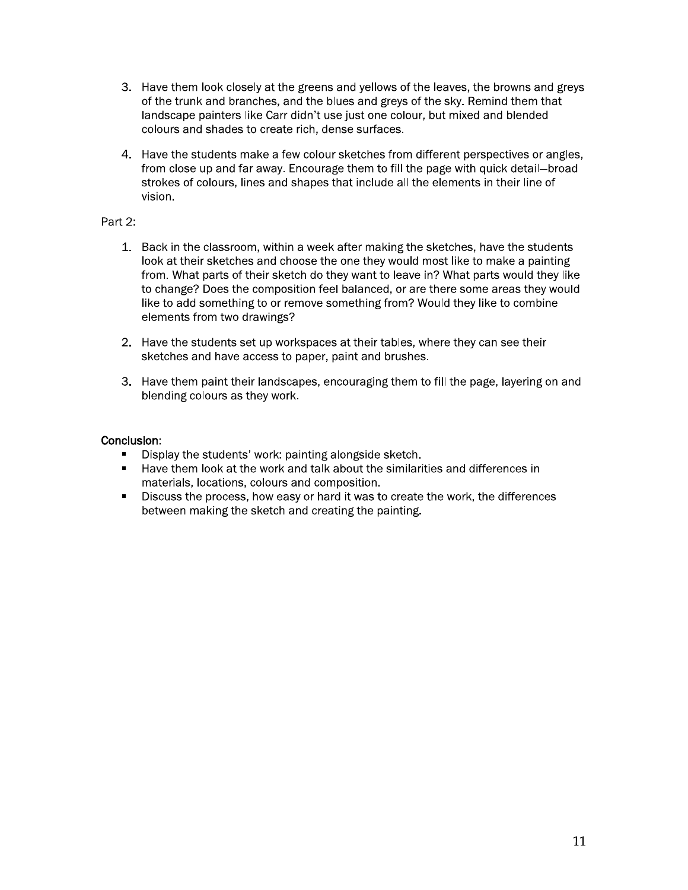3. Have them look closely at the greens and yellows of the leaves, the browns and greys of the trunk and branches, and the blues and greys of the sky. Remind them that landscape painters like Carr didn't use just one colour, but mixed and blended colours and shades to create rich, dense surfaces.

4. Have the students make a few colour sketches from different perspectives or angles, from close up and far away. Encourage them to fill the page with quick detail—broad strokes of colours, lines and shapes that include all the elements in their line of vision.

Part 2:

1. Back in the classroom, within a week after making the sketches, have the students look at their sketches and choose the one they would most like to make a painting from. What parts of their sketch do they want to leave in? What parts would they like to change? Does the composition feel balanced, or are there some areas they would like to add something to or remove something from? Would they like to combine elements from two drawings?

2. Have the students set up workspaces at their tables, where they can see their sketches and have access to paper, paint and brushes.

3. Have them paint their landscapes, encouraging them to fill the page, layering on and blending colours as they work.

**Conclusion**:

- Display the students' work: painting alongside sketch.
- Have them look at the work and talk about the similarities and differences in materials, locations, colours and composition.
- Discuss the process, how easy or hard it was to create the work, the differences between making the sketch and creating the painting.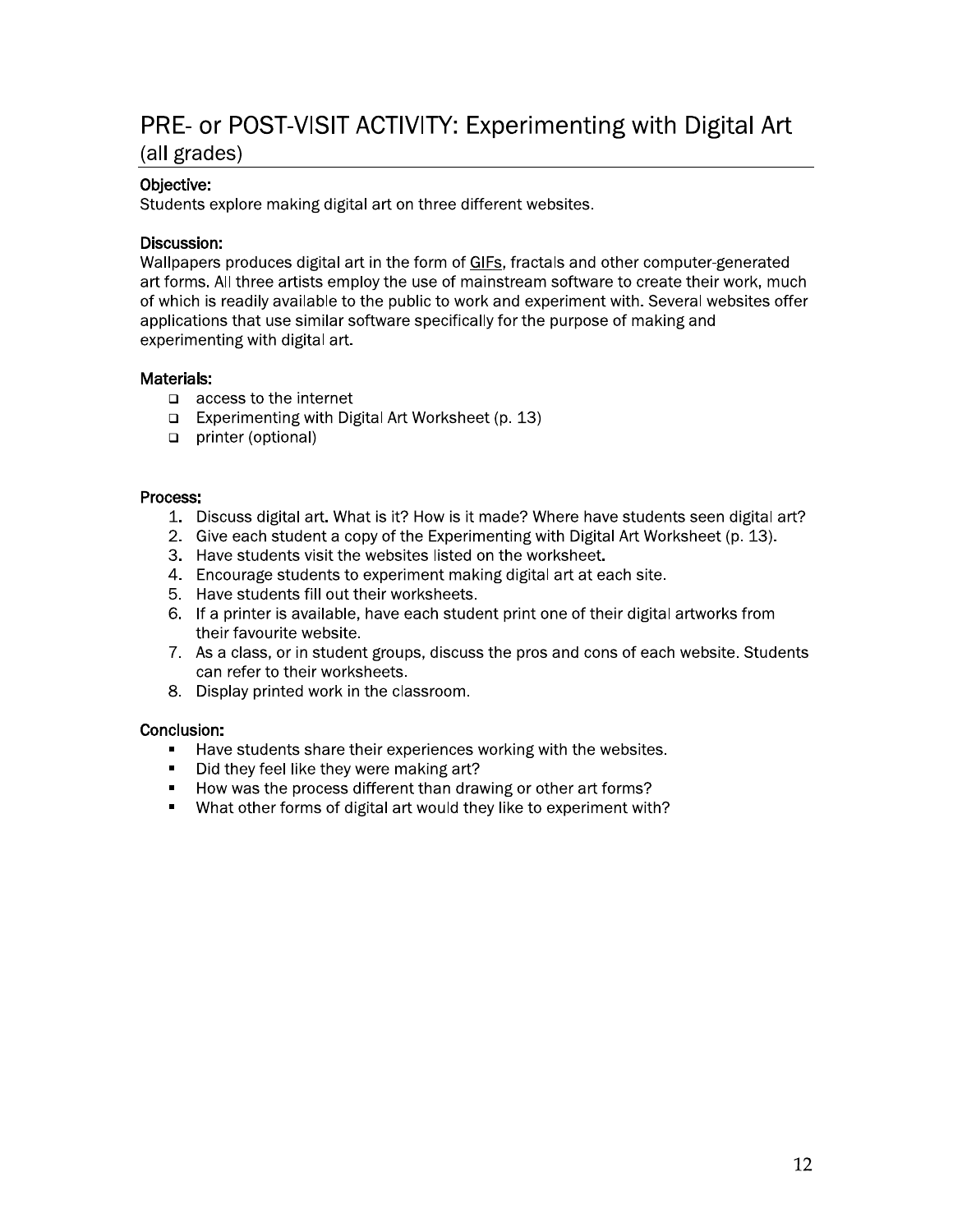# PRE- or POST-VISIT ACTIVITY: Experimenting with Digital Art
(all grades)

**Objective:**
Students explore making digital art on three different websites.

**Discussion:**
Wallpapers produces digital art in the form of GIFs, fractals and other computer-generated art forms. All three artists employ the use of mainstream software to create their work, much of which is readily available to the public to work and experiment with. Several websites offer applications that use similar software specifically for the purpose of making and experimenting with digital art.

**Materials:**
- access to the internet
- Experimenting with Digital Art Worksheet (p. 13)
- printer (optional)

**Process:**
1. Discuss digital art. What is it? How is it made? Where have students seen digital art?
2. Give each student a copy of the Experimenting with Digital Art Worksheet (p. 13).
3. Have students visit the websites listed on the worksheet.
4. Encourage students to experiment making digital art at each site.
5. Have students fill out their worksheets.
6. If a printer is available, have each student print one of their digital artworks from their favourite website.
7. As a class, or in student groups, discuss the pros and cons of each website. Students can refer to their worksheets.
8. Display printed work in the classroom.

**Conclusion:**
- Have students share their experiences working with the websites.
- Did they feel like they were making art?
- How was the process different than drawing or other art forms?
- What other forms of digital art would they like to experiment with?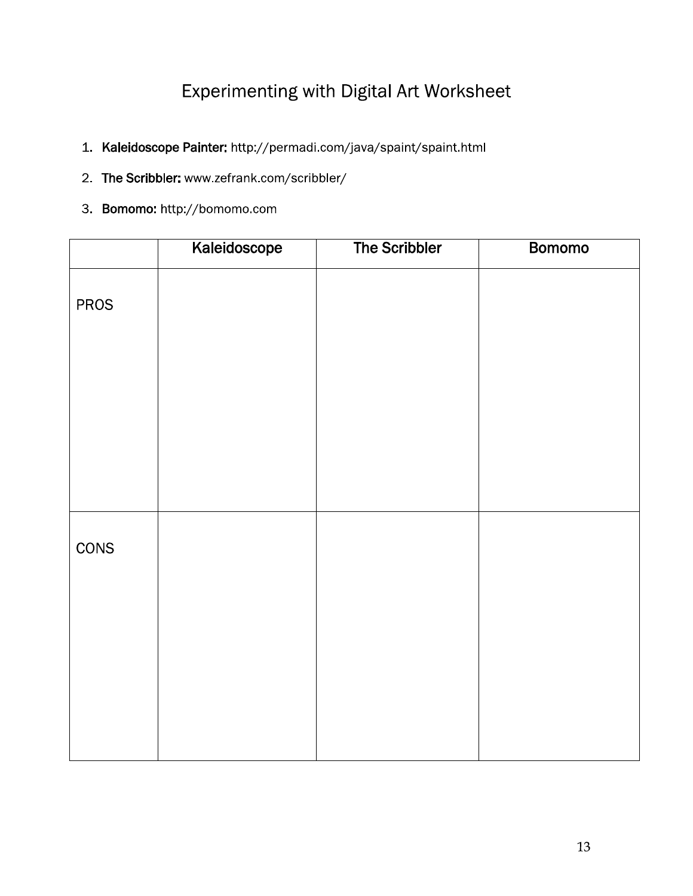# Experimenting with Digital Art Worksheet

1. **Kaleidoscope Painter:** http://permadi.com/java/spaint/spaint.html
2. **The Scribbler:** www.zefrank.com/scribbler/
3. **Bomomo:** http://bomomo.com

| | Kaleidoscope | The Scribbler | Bomomo |
|---|---|---|---|
| PROS | | | |
| CONS | | | |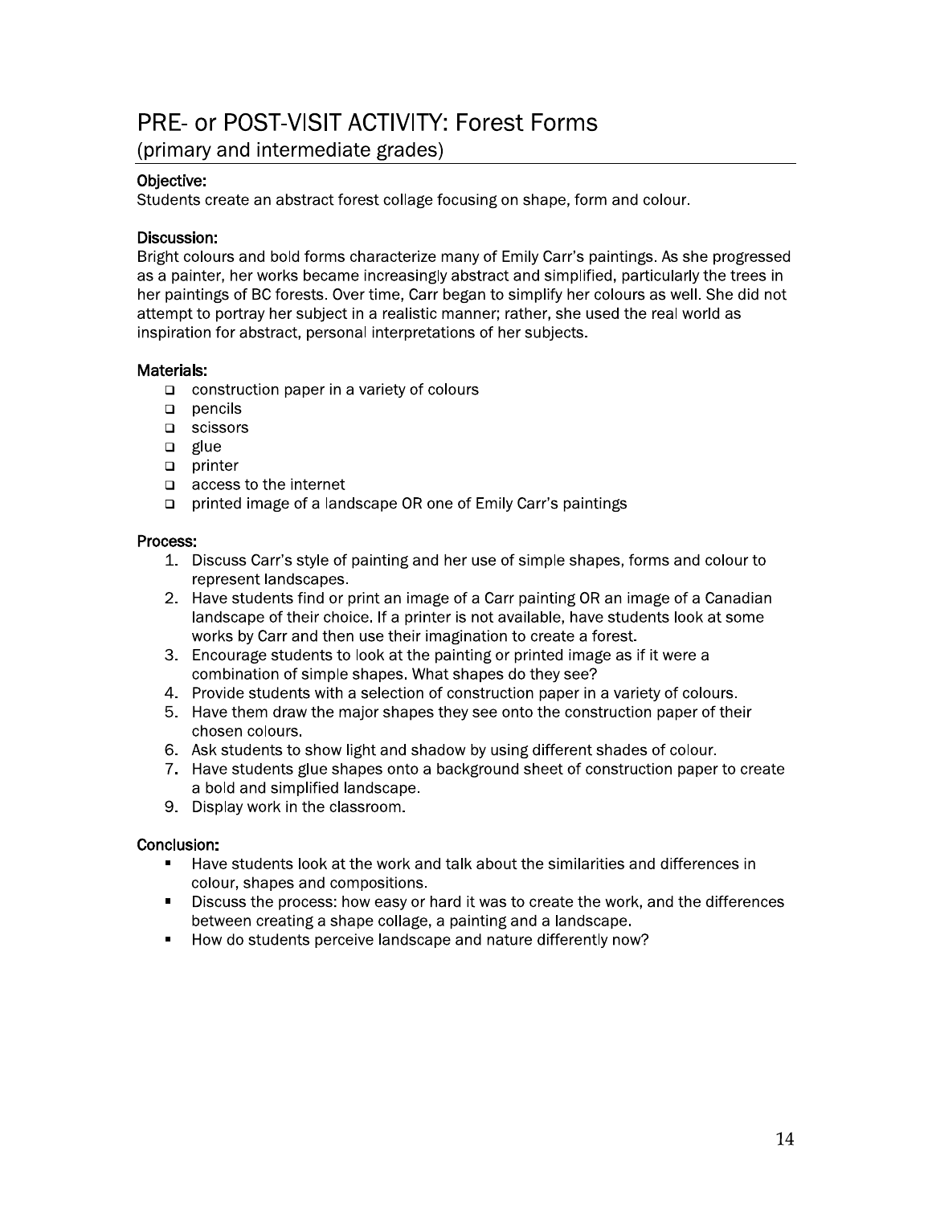# PRE- or POST-VISIT ACTIVITY: Forest Forms

## (primary and intermediate grades)

**Objective:**
Students create an abstract forest collage focusing on shape, form and colour.

**Discussion:**
Bright colours and bold forms characterize many of Emily Carr's paintings. As she progressed as a painter, her works became increasingly abstract and simplified, particularly the trees in her paintings of BC forests. Over time, Carr began to simplify her colours as well. She did not attempt to portray her subject in a realistic manner; rather, she used the real world as inspiration for abstract, personal interpretations of her subjects.

**Materials:**

- construction paper in a variety of colours
- pencils
- scissors
- glue
- printer
- access to the internet
- printed image of a landscape OR one of Emily Carr's paintings

**Process:**

1. Discuss Carr's style of painting and her use of simple shapes, forms and colour to represent landscapes.
2. Have students find or print an image of a Carr painting OR an image of a Canadian landscape of their choice. If a printer is not available, have students look at some works by Carr and then use their imagination to create a forest.
3. Encourage students to look at the painting or printed image as if it were a combination of simple shapes. What shapes do they see?
4. Provide students with a selection of construction paper in a variety of colours.
5. Have them draw the major shapes they see onto the construction paper of their chosen colours.
6. Ask students to show light and shadow by using different shades of colour.
7. Have students glue shapes onto a background sheet of construction paper to create a bold and simplified landscape.
9. Display work in the classroom.

**Conclusion:**

- Have students look at the work and talk about the similarities and differences in colour, shapes and compositions.
- Discuss the process: how easy or hard it was to create the work, and the differences between creating a shape collage, a painting and a landscape.
- How do students perceive landscape and nature differently now?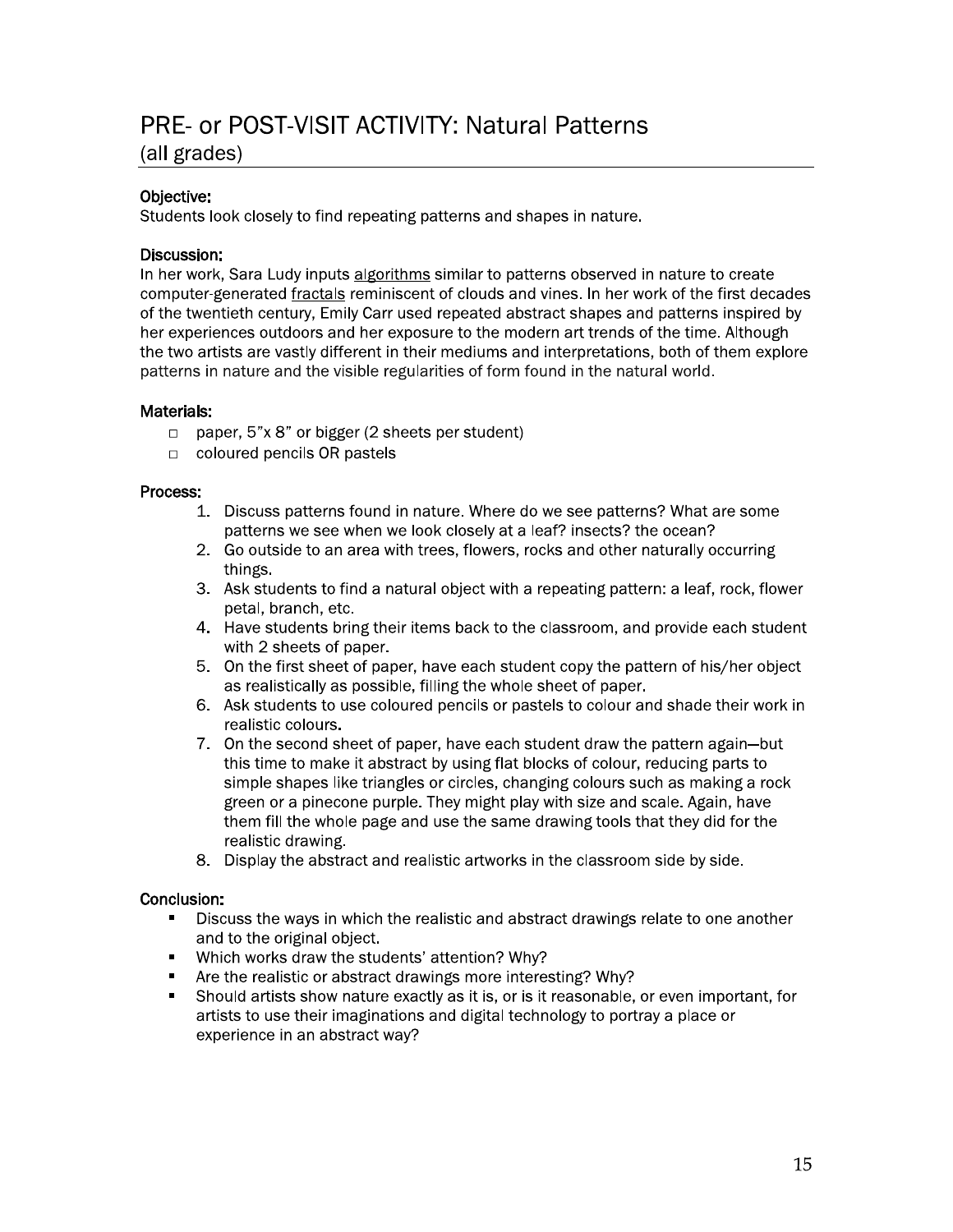# PRE- or POST-VISIT ACTIVITY: Natural Patterns
(all grades)

**Objective:**
Students look closely to find repeating patterns and shapes in nature.

**Discussion:**
In her work, Sara Ludy inputs algorithms similar to patterns observed in nature to create computer-generated fractals reminiscent of clouds and vines. In her work of the first decades of the twentieth century, Emily Carr used repeated abstract shapes and patterns inspired by her experiences outdoors and her exposure to the modern art trends of the time. Although the two artists are vastly different in their mediums and interpretations, both of them explore patterns in nature and the visible regularities of form found in the natural world.

**Materials:**
- paper, 5"x 8" or bigger (2 sheets per student)
- coloured pencils OR pastels

**Process:**
1. Discuss patterns found in nature. Where do we see patterns? What are some patterns we see when we look closely at a leaf? insects? the ocean?
2. Go outside to an area with trees, flowers, rocks and other naturally occurring things.
3. Ask students to find a natural object with a repeating pattern: a leaf, rock, flower petal, branch, etc.
4. Have students bring their items back to the classroom, and provide each student with 2 sheets of paper.
5. On the first sheet of paper, have each student copy the pattern of his/her object as realistically as possible, filling the whole sheet of paper.
6. Ask students to use coloured pencils or pastels to colour and shade their work in realistic colours.
7. On the second sheet of paper, have each student draw the pattern again—but this time to make it abstract by using flat blocks of colour, reducing parts to simple shapes like triangles or circles, changing colours such as making a rock green or a pinecone purple. They might play with size and scale. Again, have them fill the whole page and use the same drawing tools that they did for the realistic drawing.
8. Display the abstract and realistic artworks in the classroom side by side.

**Conclusion:**
- Discuss the ways in which the realistic and abstract drawings relate to one another and to the original object.
- Which works draw the students' attention? Why?
- Are the realistic or abstract drawings more interesting? Why?
- Should artists show nature exactly as it is, or is it reasonable, or even important, for artists to use their imaginations and digital technology to portray a place or experience in an abstract way?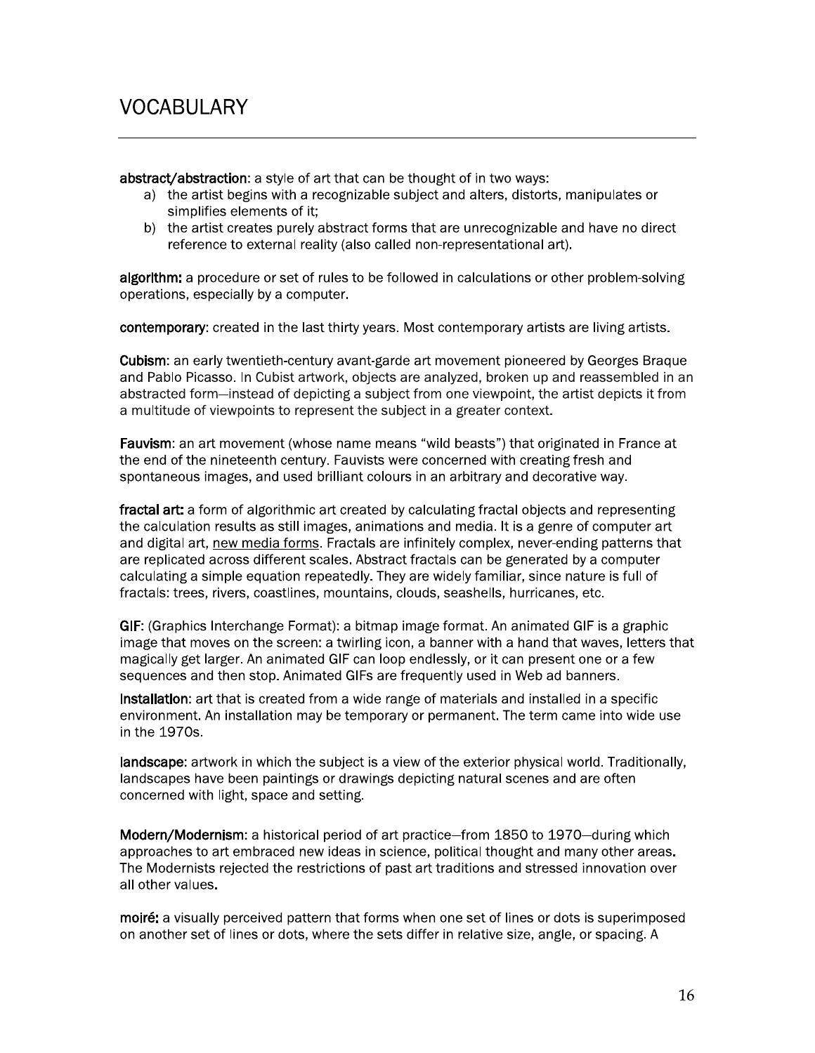# VOCABULARY

**abstract/abstraction**: a style of art that can be thought of in two ways:

a) the artist begins with a recognizable subject and alters, distorts, manipulates or simplifies elements of it;
b) the artist creates purely abstract forms that are unrecognizable and have no direct reference to external reality (also called non-representational art).

**algorithm:** a procedure or set of rules to be followed in calculations or other problem-solving operations, especially by a computer.

**contemporary**: created in the last thirty years. Most contemporary artists are living artists.

**Cubism**: an early twentieth-century avant-garde art movement pioneered by Georges Braque and Pablo Picasso. In Cubist artwork, objects are analyzed, broken up and reassembled in an abstracted form—instead of depicting a subject from one viewpoint, the artist depicts it from a multitude of viewpoints to represent the subject in a greater context.

**Fauvism**: an art movement (whose name means "wild beasts") that originated in France at the end of the nineteenth century. Fauvists were concerned with creating fresh and spontaneous images, and used brilliant colours in an arbitrary and decorative way.

**fractal art:** a form of algorithmic art created by calculating fractal objects and representing the calculation results as still images, animations and media. It is a genre of computer art and digital art, new media forms. Fractals are infinitely complex, never-ending patterns that are replicated across different scales. Abstract fractals can be generated by a computer calculating a simple equation repeatedly. They are widely familiar, since nature is full of fractals: trees, rivers, coastlines, mountains, clouds, seashells, hurricanes, etc.

**GIF**: (Graphics Interchange Format): a bitmap image format. An animated GIF is a graphic image that moves on the screen: a twirling icon, a banner with a hand that waves, letters that magically get larger. An animated GIF can loop endlessly, or it can present one or a few sequences and then stop. Animated GIFs are frequently used in Web ad banners.

**Installation**: art that is created from a wide range of materials and installed in a specific environment. An installation may be temporary or permanent. The term came into wide use in the 1970s.

**landscape**: artwork in which the subject is a view of the exterior physical world. Traditionally, landscapes have been paintings or drawings depicting natural scenes and are often concerned with light, space and setting.

**Modern/Modernism**: a historical period of art practice—from 1850 to 1970—during which approaches to art embraced new ideas in science, political thought and many other areas. The Modernists rejected the restrictions of past art traditions and stressed innovation over all other values.

**moiré:** a visually perceived pattern that forms when one set of lines or dots is superimposed on another set of lines or dots, where the sets differ in relative size, angle, or spacing. A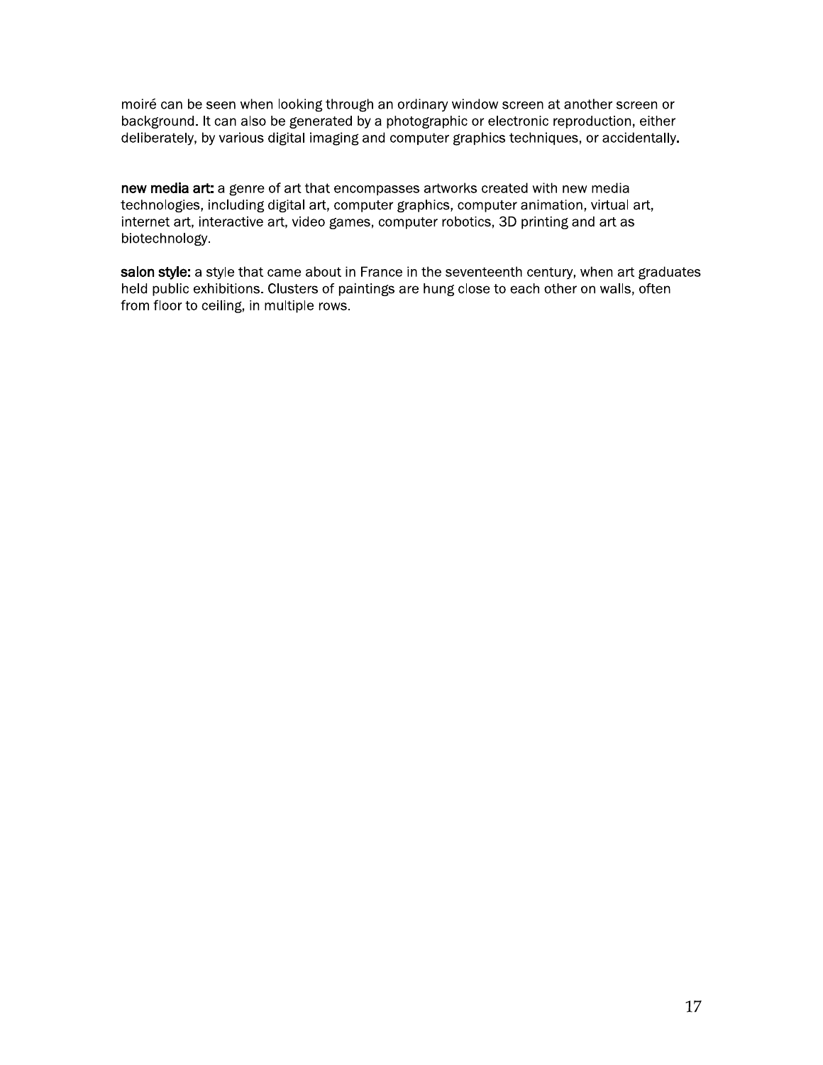moiré can be seen when looking through an ordinary window screen at another screen or background. It can also be generated by a photographic or electronic reproduction, either deliberately, by various digital imaging and computer graphics techniques, or accidentally.

**new media art:** a genre of art that encompasses artworks created with new media technologies, including digital art, computer graphics, computer animation, virtual art, internet art, interactive art, video games, computer robotics, 3D printing and art as biotechnology.

**salon style:** a style that came about in France in the seventeenth century, when art graduates held public exhibitions. Clusters of paintings are hung close to each other on walls, often from floor to ceiling, in multiple rows.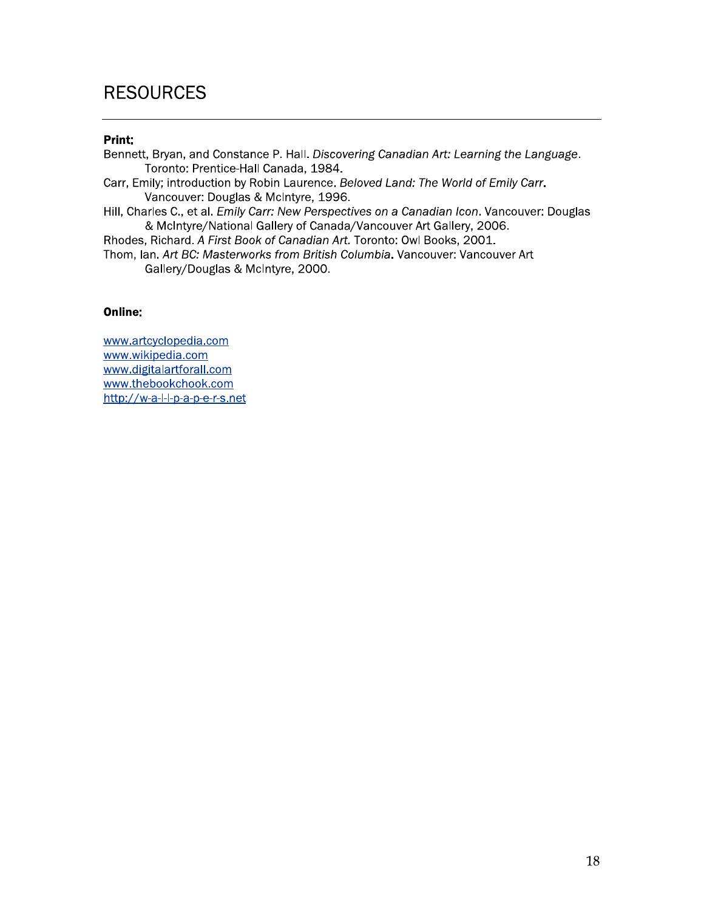# RESOURCES

**Print:**

Bennett, Bryan, and Constance P. Hall. *Discovering Canadian Art: Learning the Language*. Toronto: Prentice-Hall Canada, 1984.

Carr, Emily; introduction by Robin Laurence. *Beloved Land: The World of Emily Carr*. Vancouver: Douglas & McIntyre, 1996.

Hill, Charles C., et al. *Emily Carr: New Perspectives on a Canadian Icon*. Vancouver: Douglas & McIntyre/National Gallery of Canada/Vancouver Art Gallery, 2006.

Rhodes, Richard. *A First Book of Canadian Art.* Toronto: Owl Books, 2001.

Thom, Ian. *Art BC: Masterworks from British Columbia*. Vancouver: Vancouver Art Gallery/Douglas & McIntyre, 2000.

**Online:**

[www.artcyclopedia.com](www.artcyclopedia.com)
[www.wikipedia.com](www.wikipedia.com)
[www.digitalartforall.com](www.digitalartforall.com)
[www.thebookchook.com](www.thebookchook.com)
[http://w-a-l-l-p-a-p-e-r-s.net](http://w-a-l-l-p-a-p-e-r-s.net)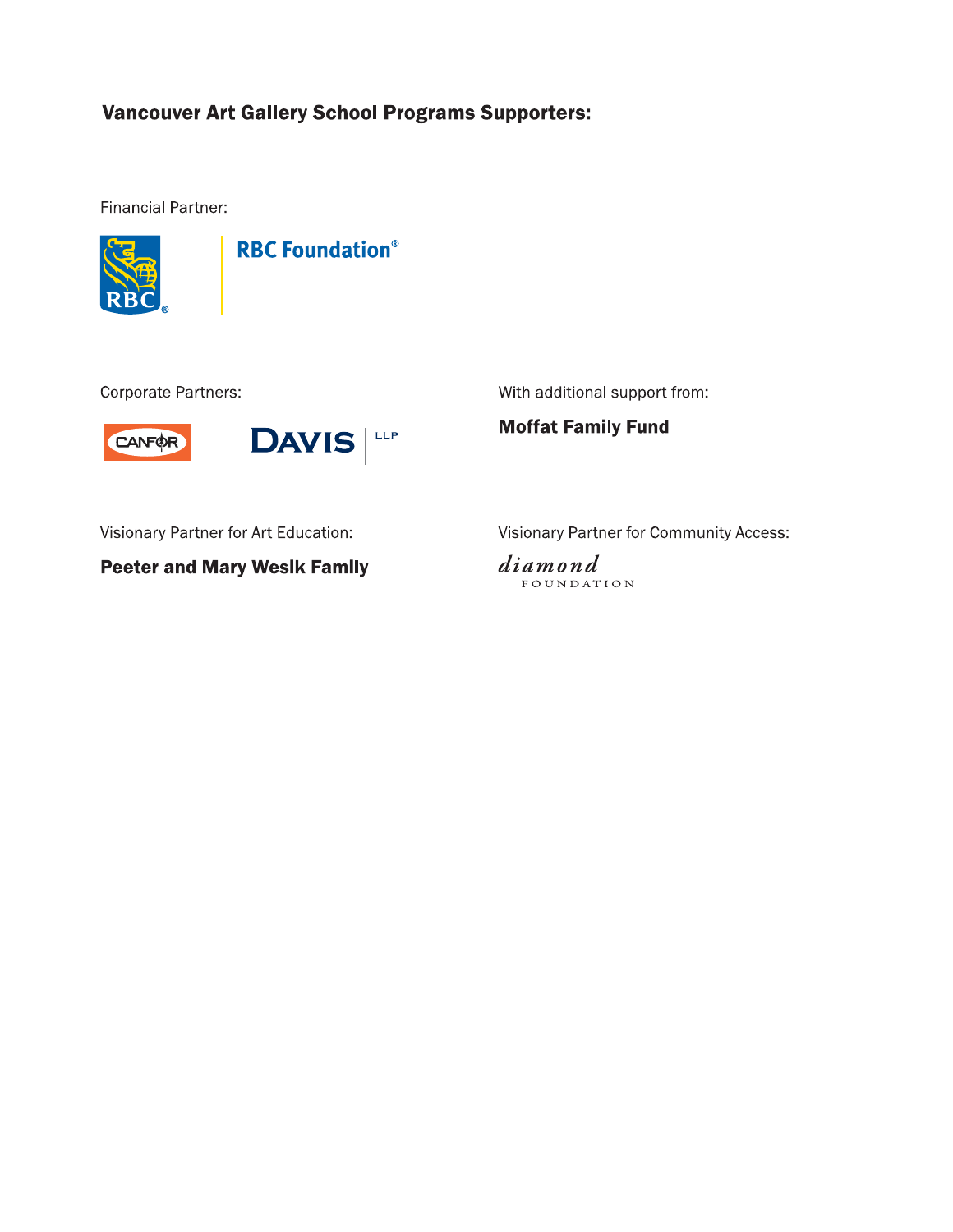## Vancouver Art Gallery School Programs Supporters:

Financial Partner:

RBC Foundation®

Corporate Partners:

CANFOR

DAVIS LLP

With additional support from:

**Moffat Family Fund**

Visionary Partner for Art Education:

**Peeter and Mary Wesik Family**

Visionary Partner for Community Access:

diamond FOUNDATION